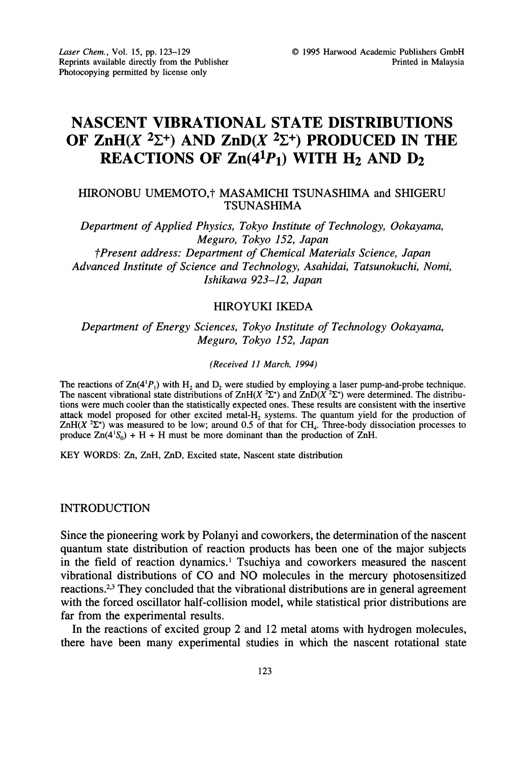# NASCENT VIBRATIONAL STATE DISTRIBUTIONS OF ZnH($X$ $^2\Sigma^+$) AND ZnD($X$ $^2\Sigma^+$) PRODUCED IN THE REACTIONS OF Zn($4^1P_1$) WITH $H_2$ AND $D_2$

HIRONOBU UMEMOTO,† MASAMICHI TSUNASHIMA and SHIGERU TSUNASHIMA

*Department of Applied Physics, Tokyo Institute of Technology, Ookayama, Meguro, Tokyo 152, Japan*

*†Present address: Department of Chemical Materials Science, Japan Advanced Institute of Science and Technology, Asahidai, Tatsunokuchi, Nomi, Ishikawa 923–12, Japan*

HIROYUKI IKEDA

*Department of Energy Sciences, Tokyo Institute of Technology Ookayama, Meguro, Tokyo 152, Japan*

*(Received 11 March, 1994)*

The reactions of Zn($4^1P_1$) with $H_2$ and $D_2$ were studied by employing a laser pump-and-probe technique. The nascent vibrational state distributions of ZnH($X$ $^2\Sigma^+$) and ZnD($X$ $^2\Sigma^+$) were determined. The distributions were much cooler than the statistically expected ones. These results are consistent with the insertive attack model proposed for other excited metal-$H_2$ systems. The quantum yield for the production of ZnH($X$ $^2\Sigma^+$) was measured to be low; around 0.5 of that for $CH_4$. Three-body dissociation processes to produce Zn($4^1S_0$) + H + H must be more dominant than the production of ZnH.

KEY WORDS: Zn, ZnH, ZnD, Excited state, Nascent state distribution

## INTRODUCTION

Since the pioneering work by Polanyi and coworkers, the determination of the nascent quantum state distribution of reaction products has been one of the major subjects in the field of reaction dynamics.[1] Tsuchiya and coworkers measured the nascent vibrational distributions of CO and NO molecules in the mercury photosensitized reactions.[2,3] They concluded that the vibrational distributions are in general agreement with the forced oscillator half-collision model, while statistical prior distributions are far from the experimental results.

In the reactions of excited group 2 and 12 metal atoms with hydrogen molecules, there have been many experimental studies in which the nascent rotational state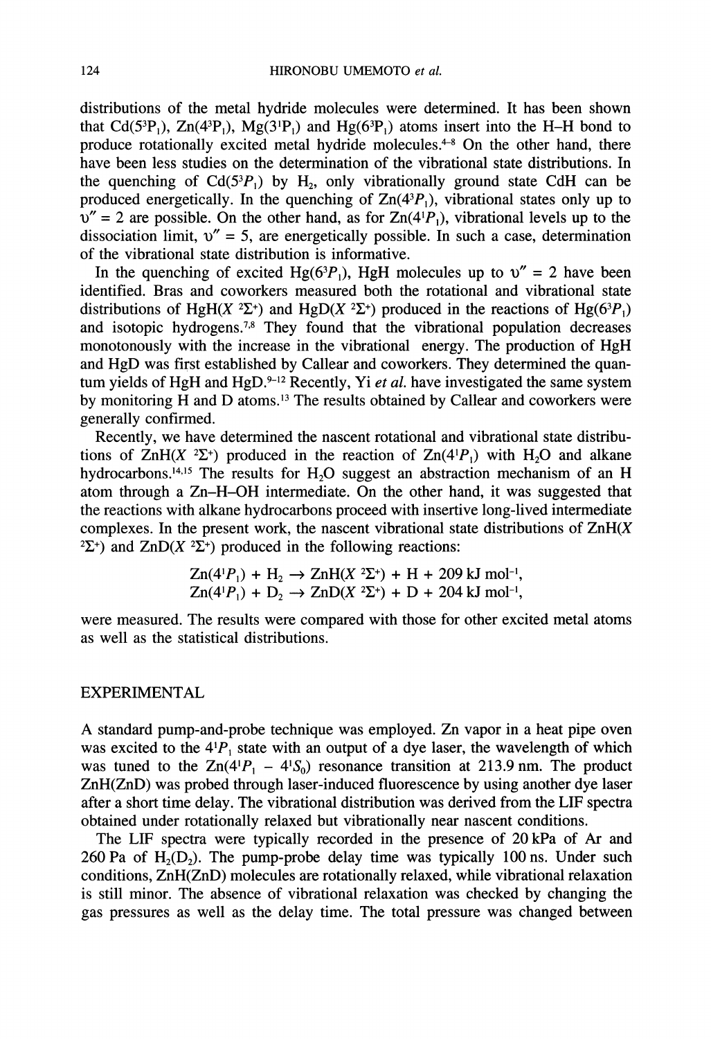distributions of the metal hydride molecules were determined. It has been shown that Cd($5^3P_1$), Zn($4^3P_1$), Mg($3^1P_1$) and Hg($6^3P_1$) atoms insert into the H–H bond to produce rotationally excited metal hydride molecules.[4-8] On the other hand, there have been less studies on the determination of the vibrational state distributions. In the quenching of Cd($5^3P_1$) by $H_2$, only vibrationally ground state CdH can be produced energetically. In the quenching of Zn($4^3P_1$), vibrational states only up to $\upsilon'' = 2$ are possible. On the other hand, as for Zn($4^1P_1$), vibrational levels up to the dissociation limit, $\upsilon'' = 5$, are energetically possible. In such a case, determination of the vibrational state distribution is informative.

In the quenching of excited Hg($6^3P_1$), HgH molecules up to $\upsilon'' = 2$ have been identified. Bras and coworkers measured both the rotational and vibrational state distributions of HgH($X\ ^2\Sigma^+$) and HgD($X\ ^2\Sigma^+$) produced in the reactions of Hg($6^3P_1$) and isotopic hydrogens.[7,8] They found that the vibrational population decreases monotonously with the increase in the vibrational energy. The production of HgH and HgD was first established by Callear and coworkers. They determined the quantum yields of HgH and HgD.[9-12] Recently, Yi *et al.* have investigated the same system by monitoring H and D atoms.[13] The results obtained by Callear and coworkers were generally confirmed.

Recently, we have determined the nascent rotational and vibrational state distributions of ZnH($X\ ^2\Sigma^+$) produced in the reaction of Zn($4^1P_1$) with $H_2O$ and alkane hydrocarbons.[14,15] The results for $H_2O$ suggest an abstraction mechanism of an H atom through a Zn–H–OH intermediate. On the other hand, it was suggested that the reactions with alkane hydrocarbons proceed with insertive long-lived intermediate complexes. In the present work, the nascent vibrational state distributions of ZnH($X\ ^2\Sigma^+$) and ZnD($X\ ^2\Sigma^+$) produced in the following reactions:

$$\mathrm{Zn}(4^1P_1) + \mathrm{H_2} \rightarrow \mathrm{ZnH}(X\ ^2\Sigma^+) + \mathrm{H} + 209\ \mathrm{kJ\ mol^{-1}},$$
$$\mathrm{Zn}(4^1P_1) + \mathrm{D_2} \rightarrow \mathrm{ZnD}(X\ ^2\Sigma^+) + \mathrm{D} + 204\ \mathrm{kJ\ mol^{-1}},$$

were measured. The results were compared with those for other excited metal atoms as well as the statistical distributions.

## EXPERIMENTAL

A standard pump-and-probe technique was employed. Zn vapor in a heat pipe oven was excited to the $4^1P_1$ state with an output of a dye laser, the wavelength of which was tuned to the Zn($4^1P_1$ – $4^1S_0$) resonance transition at 213.9 nm. The product ZnH(ZnD) was probed through laser-induced fluorescence by using another dye laser after a short time delay. The vibrational distribution was derived from the LIF spectra obtained under rotationally relaxed but vibrationally near nascent conditions.

The LIF spectra were typically recorded in the presence of 20 kPa of Ar and 260 Pa of $H_2$($D_2$). The pump-probe delay time was typically 100 ns. Under such conditions, ZnH(ZnD) molecules are rotationally relaxed, while vibrational relaxation is still minor. The absence of vibrational relaxation was checked by changing the gas pressures as well as the delay time. The total pressure was changed between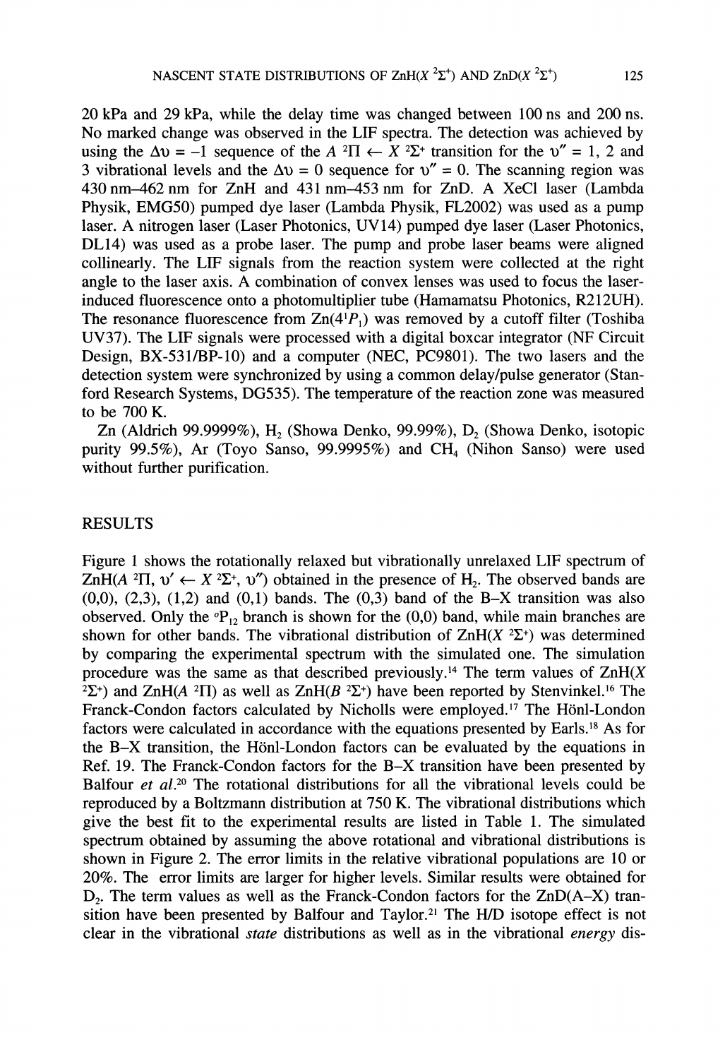20 kPa and 29 kPa, while the delay time was changed between 100 ns and 200 ns. No marked change was observed in the LIF spectra. The detection was achieved by using the $\Delta\upsilon = -1$ sequence of the $A\ ^2\Pi \leftarrow X\ ^2\Sigma^+$ transition for the $\upsilon'' = 1$, 2 and 3 vibrational levels and the $\Delta\upsilon = 0$ sequence for $\upsilon'' = 0$. The scanning region was 430 nm–462 nm for ZnH and 431 nm–453 nm for ZnD. A XeCl laser (Lambda Physik, EMG50) pumped dye laser (Lambda Physik, FL2002) was used as a pump laser. A nitrogen laser (Laser Photonics, UV14) pumped dye laser (Laser Photonics, DL14) was used as a probe laser. The pump and probe laser beams were aligned collinearly. The LIF signals from the reaction system were collected at the right angle to the laser axis. A combination of convex lenses was used to focus the laser-induced fluorescence onto a photomultiplier tube (Hamamatsu Photonics, R212UH). The resonance fluorescence from $Zn(4^1P_1)$ was removed by a cutoff filter (Toshiba UV37). The LIF signals were processed with a digital boxcar integrator (NF Circuit Design, BX-531/BP-10) and a computer (NEC, PC9801). The two lasers and the detection system were synchronized by using a common delay/pulse generator (Stanford Research Systems, DG535). The temperature of the reaction zone was measured to be 700 K.

Zn (Aldrich 99.9999%), $H_2$ (Showa Denko, 99.99%), $D_2$ (Showa Denko, isotopic purity 99.5%), Ar (Toyo Sanso, 99.9995%) and $CH_4$ (Nihon Sanso) were used without further purification.

## RESULTS

Figure 1 shows the rotationally relaxed but vibrationally unrelaxed LIF spectrum of $ZnH(A\ ^2\Pi, \upsilon' \leftarrow X\ ^2\Sigma^+, \upsilon'')$ obtained in the presence of $H_2$. The observed bands are (0,0), (2,3), (1,2) and (0,1) bands. The (0,3) band of the B–X transition was also observed. Only the $^oP_{12}$ branch is shown for the (0,0) band, while main branches are shown for other bands. The vibrational distribution of $ZnH(X\ ^2\Sigma^+)$ was determined by comparing the experimental spectrum with the simulated one. The simulation procedure was the same as that described previously.[14] The term values of $ZnH(X\ ^2\Sigma^+)$ and $ZnH(A\ ^2\Pi)$ as well as $ZnH(B\ ^2\Sigma^+)$ have been reported by Stenvinkel.[16] The Franck-Condon factors calculated by Nicholls were employed.[17] The Hönl-London factors were calculated in accordance with the equations presented by Earls.[18] As for the B–X transition, the Hönl-London factors can be evaluated by the equations in Ref. 19. The Franck-Condon factors for the B–X transition have been presented by Balfour *et al.*[20] The rotational distributions for all the vibrational levels could be reproduced by a Boltzmann distribution at 750 K. The vibrational distributions which give the best fit to the experimental results are listed in Table 1. The simulated spectrum obtained by assuming the above rotational and vibrational distributions is shown in Figure 2. The error limits in the relative vibrational populations are 10 or 20%. The error limits are larger for higher levels. Similar results were obtained for $D_2$. The term values as well as the Franck-Condon factors for the ZnD(A–X) transition have been presented by Balfour and Taylor.[21] The H/D isotope effect is not clear in the vibrational *state* distributions as well as in the vibrational *energy* dis-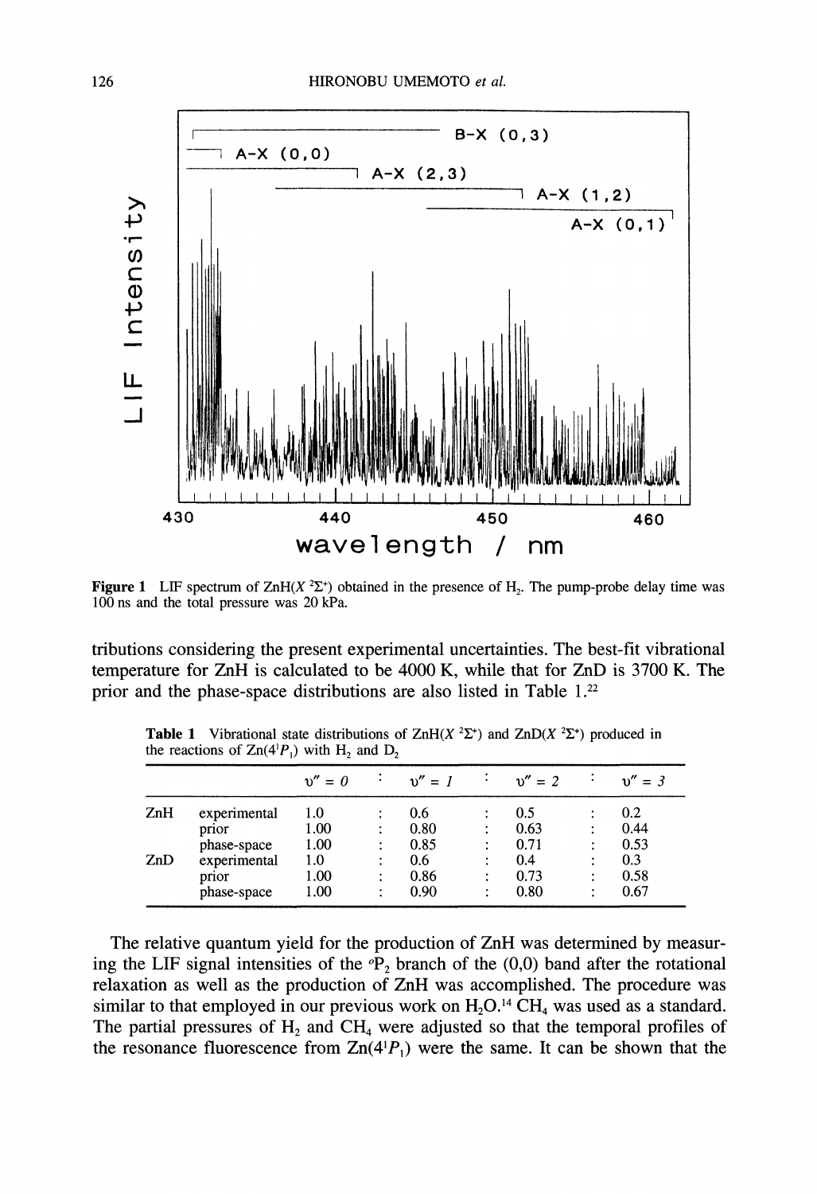Figure 1 LIF spectrum of ZnH($X\ ^2\Sigma^+$) obtained in the presence of $H_2$. The pump-probe delay time was 100 ns and the total pressure was 20 kPa.

tributions considering the present experimental uncertainties. The best-fit vibrational temperature for ZnH is calculated to be 4000 K, while that for ZnD is 3700 K. The prior and the phase-space distributions are also listed in Table 1.[22]

**Table 1** Vibrational state distributions of ZnH($X\ ^2\Sigma^+$) and ZnD($X\ ^2\Sigma^+$) produced in the reactions of Zn($4^1P_1$) with $H_2$ and $D_2$

| | | $v'' = 0$ | : | $v'' = 1$ | : | $v'' = 2$ | : | $v'' = 3$ |
|---|---|---|---|---|---|---|---|---|
| ZnH | experimental | 1.0 | : | 0.6 | : | 0.5 | : | 0.2 |
| | prior | 1.00 | : | 0.80 | : | 0.63 | : | 0.44 |
| | phase-space | 1.00 | : | 0.85 | : | 0.71 | : | 0.53 |
| ZnD | experimental | 1.0 | : | 0.6 | : | 0.4 | : | 0.3 |
| | prior | 1.00 | : | 0.86 | : | 0.73 | : | 0.58 |
| | phase-space | 1.00 | : | 0.90 | : | 0.80 | : | 0.67 |

The relative quantum yield for the production of ZnH was determined by measuring the LIF signal intensities of the ${}^{o}P_2$ branch of the (0,0) band after the rotational relaxation as well as the production of ZnH was accomplished. The procedure was similar to that employed in our previous work on $H_2O$.[14] $CH_4$ was used as a standard. The partial pressures of $H_2$ and $CH_4$ were adjusted so that the temporal profiles of the resonance fluorescence from Zn($4^1P_1$) were the same. It can be shown that the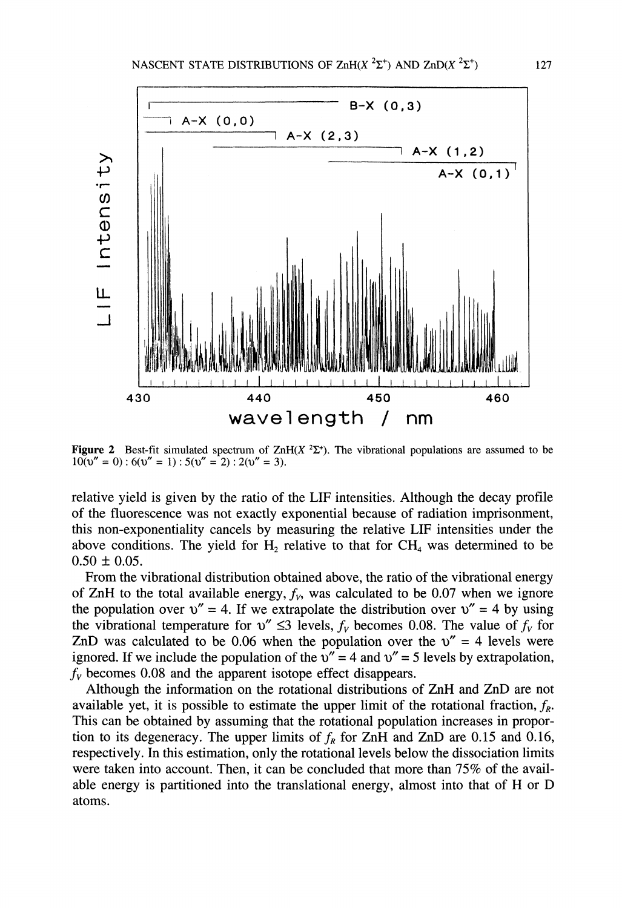Figure 2 Best-fit simulated spectrum of ZnH($X\ ^2\Sigma^+$). The vibrational populations are assumed to be $10(\upsilon'' = 0) : 6(\upsilon'' = 1) : 5(\upsilon'' = 2) : 2(\upsilon'' = 3)$.

relative yield is given by the ratio of the LIF intensities. Although the decay profile of the fluorescence was not exactly exponential because of radiation imprisonment, this non-exponentiality cancels by measuring the relative LIF intensities under the above conditions. The yield for $H_2$ relative to that for $CH_4$ was determined to be $0.50 \pm 0.05$.

From the vibrational distribution obtained above, the ratio of the vibrational energy of ZnH to the total available energy, $f_V$, was calculated to be 0.07 when we ignore the population over $\upsilon'' = 4$. If we extrapolate the distribution over $\upsilon'' = 4$ by using the vibrational temperature for $\upsilon'' \leq 3$ levels, $f_V$ becomes 0.08. The value of $f_V$ for ZnD was calculated to be 0.06 when the population over the $\upsilon'' = 4$ levels were ignored. If we include the population of the $\upsilon'' = 4$ and $\upsilon'' = 5$ levels by extrapolation, $f_V$ becomes 0.08 and the apparent isotope effect disappears.

Although the information on the rotational distributions of ZnH and ZnD are not available yet, it is possible to estimate the upper limit of the rotational fraction, $f_R$. This can be obtained by assuming that the rotational population increases in proportion to its degeneracy. The upper limits of $f_R$ for ZnH and ZnD are 0.15 and 0.16, respectively. In this estimation, only the rotational levels below the dissociation limits were taken into account. Then, it can be concluded that more than 75% of the available energy is partitioned into the translational energy, almost into that of H or D atoms.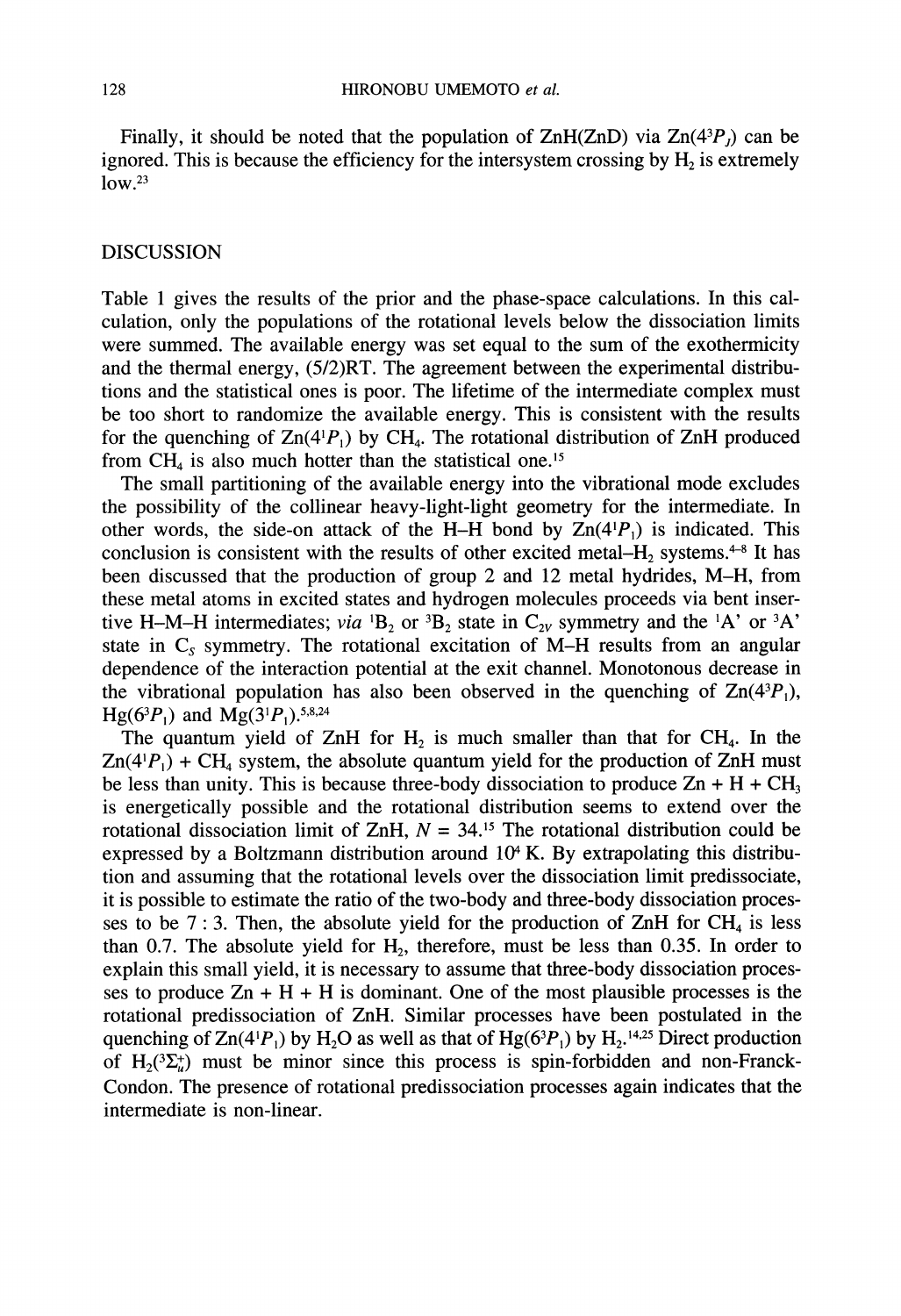Finally, it should be noted that the population of ZnH(ZnD) via $Zn(4^3P_J)$ can be ignored. This is because the efficiency for the intersystem crossing by $H_2$ is extremely low.[23]

## DISCUSSION

Table 1 gives the results of the prior and the phase-space calculations. In this calculation, only the populations of the rotational levels below the dissociation limits were summed. The available energy was set equal to the sum of the exothermicity and the thermal energy, (5/2)RT. The agreement between the experimental distributions and the statistical ones is poor. The lifetime of the intermediate complex must be too short to randomize the available energy. This is consistent with the results for the quenching of $Zn(4^1P_1)$ by $CH_4$. The rotational distribution of ZnH produced from $CH_4$ is also much hotter than the statistical one.[15]

The small partitioning of the available energy into the vibrational mode excludes the possibility of the collinear heavy-light-light geometry for the intermediate. In other words, the side-on attack of the H–H bond by $Zn(4^1P_1)$ is indicated. This conclusion is consistent with the results of other excited metal–$H_2$ systems.[4–8] It has been discussed that the production of group 2 and 12 metal hydrides, M–H, from these metal atoms in excited states and hydrogen molecules proceeds via bent insertive H–M–H intermediates; *via* $^1B_2$ or $^3B_2$ state in $C_{2V}$ symmetry and the $^1A'$ or $^3A'$ state in $C_S$ symmetry. The rotational excitation of M–H results from an angular dependence of the interaction potential at the exit channel. Monotonous decrease in the vibrational population has also been observed in the quenching of $Zn(4^3P_1)$, $Hg(6^3P_1)$ and $Mg(3^1P_1)$.[5,8,24]

The quantum yield of ZnH for $H_2$ is much smaller than that for $CH_4$. In the $Zn(4^1P_1)$ + $CH_4$ system, the absolute quantum yield for the production of ZnH must be less than unity. This is because three-body dissociation to produce Zn + H + $CH_3$ is energetically possible and the rotational distribution seems to extend over the rotational dissociation limit of ZnH, $N$ = 34.[15] The rotational distribution could be expressed by a Boltzmann distribution around $10^4$ K. By extrapolating this distribution and assuming that the rotational levels over the dissociation limit predissociate, it is possible to estimate the ratio of the two-body and three-body dissociation processes to be 7 : 3. Then, the absolute yield for the production of ZnH for $CH_4$ is less than 0.7. The absolute yield for $H_2$, therefore, must be less than 0.35. In order to explain this small yield, it is necessary to assume that three-body dissociation processes to produce Zn + H + H is dominant. One of the most plausible processes is the rotational predissociation of ZnH. Similar processes have been postulated in the quenching of $Zn(4^1P_1)$ by $H_2O$ as well as that of $Hg(6^3P_1)$ by $H_2$.[14,25] Direct production of $H_2(^3\Sigma_u^+)$ must be minor since this process is spin-forbidden and non-Franck-Condon. The presence of rotational predissociation processes again indicates that the intermediate is non-linear.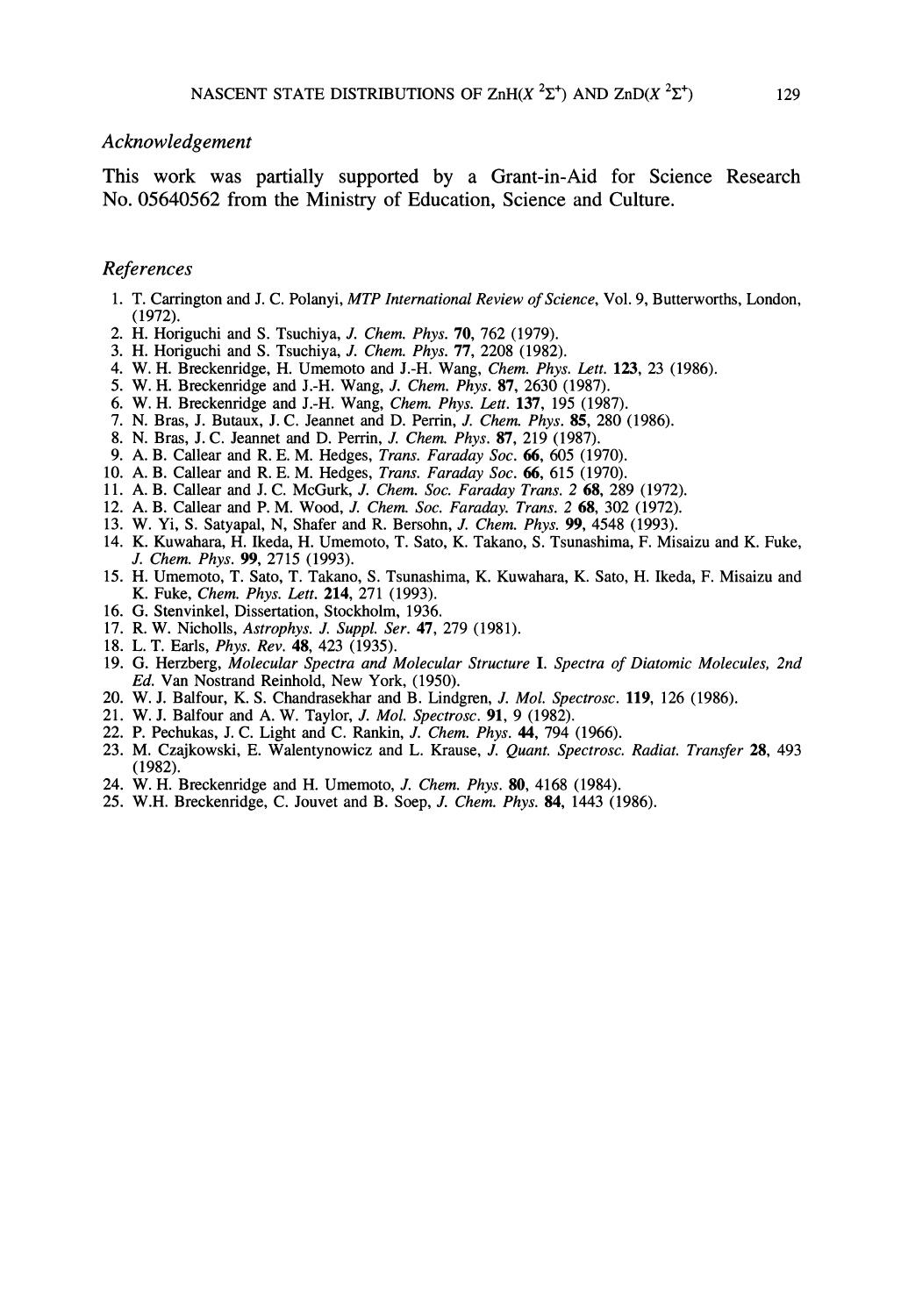## *Acknowledgement*

This work was partially supported by a Grant-in-Aid for Science Research No. 05640562 from the Ministry of Education, Science and Culture.

## *References*

1. T. Carrington and J. C. Polanyi, *MTP International Review of Science*, Vol. 9, Butterworths, London, (1972).
2. H. Horiguchi and S. Tsuchiya, *J. Chem. Phys.* **70**, 762 (1979).
3. H. Horiguchi and S. Tsuchiya, *J. Chem. Phys.* **77**, 2208 (1982).
4. W. H. Breckenridge, H. Umemoto and J.-H. Wang, *Chem. Phys. Lett.* **123**, 23 (1986).
5. W. H. Breckenridge and J.-H. Wang, *J. Chem. Phys.* **87**, 2630 (1987).
6. W. H. Breckenridge and J.-H. Wang, *Chem. Phys. Lett.* **137**, 195 (1987).
7. N. Bras, J. Butaux, J. C. Jeannet and D. Perrin, *J. Chem. Phys.* **85**, 280 (1986).
8. N. Bras, J. C. Jeannet and D. Perrin, *J. Chem. Phys.* **87**, 219 (1987).
9. A. B. Callear and R. E. M. Hedges, *Trans. Faraday Soc.* **66**, 605 (1970).
10. A. B. Callear and R. E. M. Hedges, *Trans. Faraday Soc.* **66**, 615 (1970).
11. A. B. Callear and J. C. McGurk, *J. Chem. Soc. Faraday Trans. 2* **68**, 289 (1972).
12. A. B. Callear and P. M. Wood, *J. Chem. Soc. Faraday. Trans. 2* **68**, 302 (1972).
13. W. Yi, S. Satyapal, N, Shafer and R. Bersohn, *J. Chem. Phys.* **99**, 4548 (1993).
14. K. Kuwahara, H. Ikeda, H. Umemoto, T. Sato, K. Takano, S. Tsunashima, F. Misaizu and K. Fuke, *J. Chem. Phys.* **99**, 2715 (1993).
15. H. Umemoto, T. Sato, T. Takano, S. Tsunashima, K. Kuwahara, K. Sato, H. Ikeda, F. Misaizu and K. Fuke, *Chem. Phys. Lett.* **214**, 271 (1993).
16. G. Stenvinkel, Dissertation, Stockholm, 1936.
17. R. W. Nicholls, *Astrophys. J. Suppl. Ser.* **47**, 279 (1981).
18. L. T. Earls, *Phys. Rev.* **48**, 423 (1935).
19. G. Herzberg, *Molecular Spectra and Molecular Structure* I. *Spectra of Diatomic Molecules, 2nd Ed.* Van Nostrand Reinhold, New York, (1950).
20. W. J. Balfour, K. S. Chandrasekhar and B. Lindgren, *J. Mol. Spectrosc.* **119**, 126 (1986).
21. W. J. Balfour and A. W. Taylor, *J. Mol. Spectrosc.* **91**, 9 (1982).
22. P. Pechukas, J. C. Light and C. Rankin, *J. Chem. Phys.* **44**, 794 (1966).
23. M. Czajkowski, E. Walentynowicz and L. Krause, *J. Quant. Spectrosc. Radiat. Transfer* **28**, 493 (1982).
24. W. H. Breckenridge and H. Umemoto, *J. Chem. Phys.* **80**, 4168 (1984).
25. W.H. Breckenridge, C. Jouvet and B. Soep, *J. Chem. Phys.* **84**, 1443 (1986).